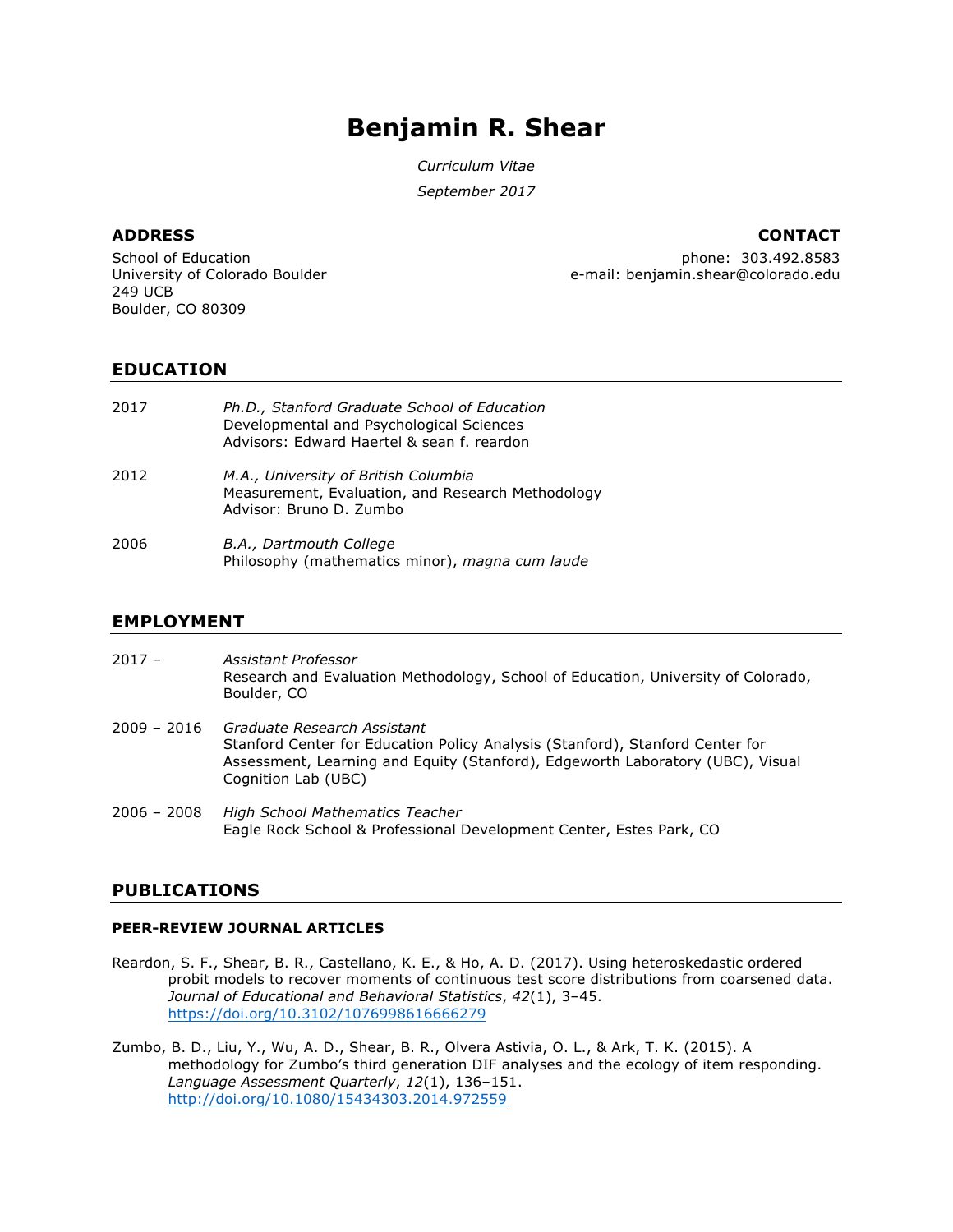# Benjamin R. Shear

*Curriculum Vitae*

*September 2017*

**ADDRESS**

School of Education
University of Colorado Boulder
249 UCB
Boulder, CO 80309

**CONTACT**

phone: 303.492.8583
e-mail: benjamin.shear@colorado.edu

## EDUCATION

2017 — *Ph.D., Stanford Graduate School of Education*
Developmental and Psychological Sciences
Advisors: Edward Haertel & sean f. reardon

2012 — *M.A., University of British Columbia*
Measurement, Evaluation, and Research Methodology
Advisor: Bruno D. Zumbo

2006 — *B.A., Dartmouth College*
Philosophy (mathematics minor), *magna cum laude*

## EMPLOYMENT

2017 – — *Assistant Professor*
Research and Evaluation Methodology, School of Education, University of Colorado, Boulder, CO

2009 – 2016 — *Graduate Research Assistant*
Stanford Center for Education Policy Analysis (Stanford), Stanford Center for Assessment, Learning and Equity (Stanford), Edgeworth Laboratory (UBC), Visual Cognition Lab (UBC)

2006 – 2008 — *High School Mathematics Teacher*
Eagle Rock School & Professional Development Center, Estes Park, CO

## PUBLICATIONS

### PEER-REVIEW JOURNAL ARTICLES

Reardon, S. F., Shear, B. R., Castellano, K. E., & Ho, A. D. (2017). Using heteroskedastic ordered probit models to recover moments of continuous test score distributions from coarsened data. *Journal of Educational and Behavioral Statistics*, *42*(1), 3–45. https://doi.org/10.3102/1076998616666279

Zumbo, B. D., Liu, Y., Wu, A. D., Shear, B. R., Olvera Astivia, O. L., & Ark, T. K. (2015). A methodology for Zumbo's third generation DIF analyses and the ecology of item responding. *Language Assessment Quarterly*, *12*(1), 136–151. http://doi.org/10.1080/15434303.2014.972559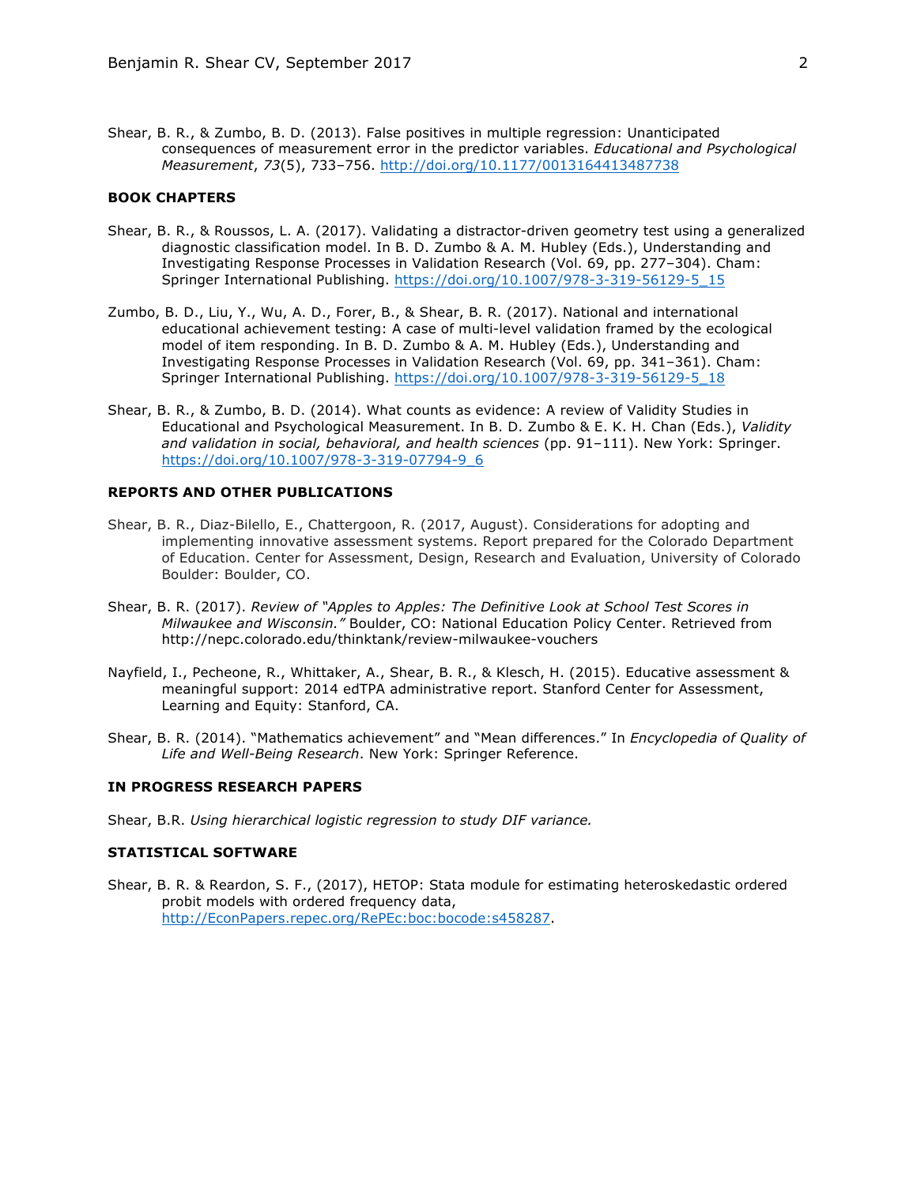Shear, B. R., & Zumbo, B. D. (2013). False positives in multiple regression: Unanticipated consequences of measurement error in the predictor variables. *Educational and Psychological Measurement*, *73*(5), 733–756. http://doi.org/10.1177/0013164413487738

## BOOK CHAPTERS

Shear, B. R., & Roussos, L. A. (2017). Validating a distractor-driven geometry test using a generalized diagnostic classification model. In B. D. Zumbo & A. M. Hubley (Eds.), Understanding and Investigating Response Processes in Validation Research (Vol. 69, pp. 277–304). Cham: Springer International Publishing. https://doi.org/10.1007/978-3-319-56129-5_15

Zumbo, B. D., Liu, Y., Wu, A. D., Forer, B., & Shear, B. R. (2017). National and international educational achievement testing: A case of multi-level validation framed by the ecological model of item responding. In B. D. Zumbo & A. M. Hubley (Eds.), Understanding and Investigating Response Processes in Validation Research (Vol. 69, pp. 341–361). Cham: Springer International Publishing. https://doi.org/10.1007/978-3-319-56129-5_18

Shear, B. R., & Zumbo, B. D. (2014). What counts as evidence: A review of Validity Studies in Educational and Psychological Measurement. In B. D. Zumbo & E. K. H. Chan (Eds.), *Validity and validation in social, behavioral, and health sciences* (pp. 91–111). New York: Springer. https://doi.org/10.1007/978-3-319-07794-9_6

## REPORTS AND OTHER PUBLICATIONS

Shear, B. R., Diaz-Bilello, E., Chattergoon, R. (2017, August). Considerations for adopting and implementing innovative assessment systems. Report prepared for the Colorado Department of Education. Center for Assessment, Design, Research and Evaluation, University of Colorado Boulder: Boulder, CO.

Shear, B. R. (2017). *Review of "Apples to Apples: The Definitive Look at School Test Scores in Milwaukee and Wisconsin."* Boulder, CO: National Education Policy Center. Retrieved from http://nepc.colorado.edu/thinktank/review-milwaukee-vouchers

Nayfield, I., Pecheone, R., Whittaker, A., Shear, B. R., & Klesch, H. (2015). Educative assessment & meaningful support: 2014 edTPA administrative report. Stanford Center for Assessment, Learning and Equity: Stanford, CA.

Shear, B. R. (2014). "Mathematics achievement" and "Mean differences." In *Encyclopedia of Quality of Life and Well-Being Research*. New York: Springer Reference.

## IN PROGRESS RESEARCH PAPERS

Shear, B.R. *Using hierarchical logistic regression to study DIF variance.*

## STATISTICAL SOFTWARE

Shear, B. R. & Reardon, S. F., (2017), HETOP: Stata module for estimating heteroskedastic ordered probit models with ordered frequency data, http://EconPapers.repec.org/RePEc:boc:bocode:s458287.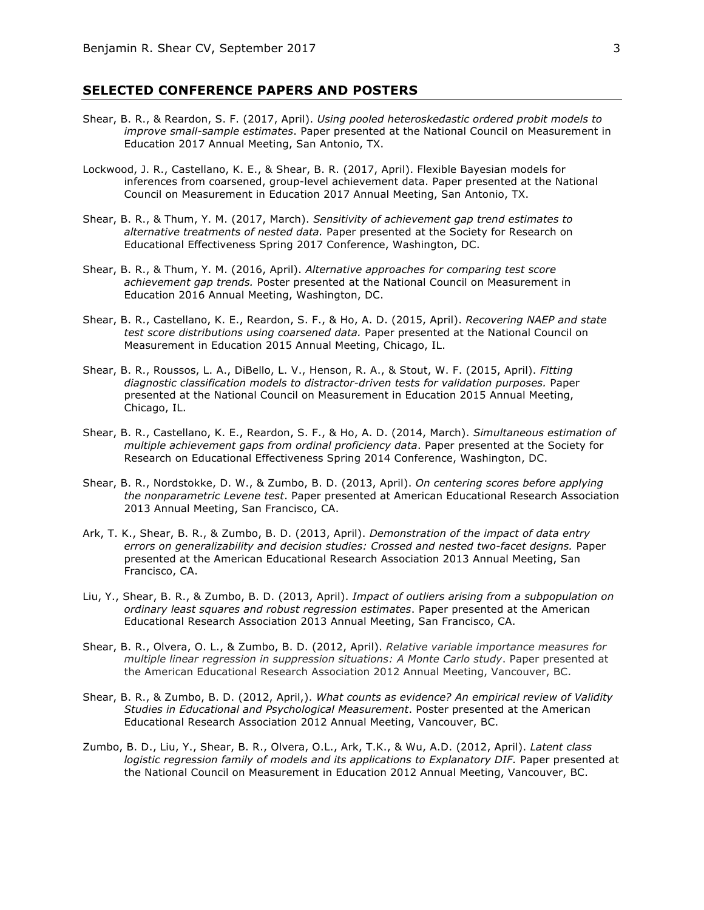## SELECTED CONFERENCE PAPERS AND POSTERS

Shear, B. R., & Reardon, S. F. (2017, April). *Using pooled heteroskedastic ordered probit models to improve small-sample estimates*. Paper presented at the National Council on Measurement in Education 2017 Annual Meeting, San Antonio, TX.

Lockwood, J. R., Castellano, K. E., & Shear, B. R. (2017, April). Flexible Bayesian models for inferences from coarsened, group-level achievement data. Paper presented at the National Council on Measurement in Education 2017 Annual Meeting, San Antonio, TX.

Shear, B. R., & Thum, Y. M. (2017, March). *Sensitivity of achievement gap trend estimates to alternative treatments of nested data.* Paper presented at the Society for Research on Educational Effectiveness Spring 2017 Conference, Washington, DC.

Shear, B. R., & Thum, Y. M. (2016, April). *Alternative approaches for comparing test score achievement gap trends.* Poster presented at the National Council on Measurement in Education 2016 Annual Meeting, Washington, DC.

Shear, B. R., Castellano, K. E., Reardon, S. F., & Ho, A. D. (2015, April). *Recovering NAEP and state test score distributions using coarsened data.* Paper presented at the National Council on Measurement in Education 2015 Annual Meeting, Chicago, IL.

Shear, B. R., Roussos, L. A., DiBello, L. V., Henson, R. A., & Stout, W. F. (2015, April). *Fitting diagnostic classification models to distractor-driven tests for validation purposes.* Paper presented at the National Council on Measurement in Education 2015 Annual Meeting, Chicago, IL.

Shear, B. R., Castellano, K. E., Reardon, S. F., & Ho, A. D. (2014, March). *Simultaneous estimation of multiple achievement gaps from ordinal proficiency data*. Paper presented at the Society for Research on Educational Effectiveness Spring 2014 Conference, Washington, DC.

Shear, B. R., Nordstokke, D. W., & Zumbo, B. D. (2013, April). *On centering scores before applying the nonparametric Levene test*. Paper presented at American Educational Research Association 2013 Annual Meeting, San Francisco, CA.

Ark, T. K., Shear, B. R., & Zumbo, B. D. (2013, April). *Demonstration of the impact of data entry errors on generalizability and decision studies: Crossed and nested two-facet designs.* Paper presented at the American Educational Research Association 2013 Annual Meeting, San Francisco, CA.

Liu, Y., Shear, B. R., & Zumbo, B. D. (2013, April). *Impact of outliers arising from a subpopulation on ordinary least squares and robust regression estimates*. Paper presented at the American Educational Research Association 2013 Annual Meeting, San Francisco, CA.

Shear, B. R., Olvera, O. L., & Zumbo, B. D. (2012, April). *Relative variable importance measures for multiple linear regression in suppression situations: A Monte Carlo study*. Paper presented at the American Educational Research Association 2012 Annual Meeting, Vancouver, BC.

Shear, B. R., & Zumbo, B. D. (2012, April,). *What counts as evidence? An empirical review of Validity Studies in Educational and Psychological Measurement*. Poster presented at the American Educational Research Association 2012 Annual Meeting, Vancouver, BC.

Zumbo, B. D., Liu, Y., Shear, B. R., Olvera, O.L., Ark, T.K., & Wu, A.D. (2012, April). *Latent class logistic regression family of models and its applications to Explanatory DIF.* Paper presented at the National Council on Measurement in Education 2012 Annual Meeting, Vancouver, BC.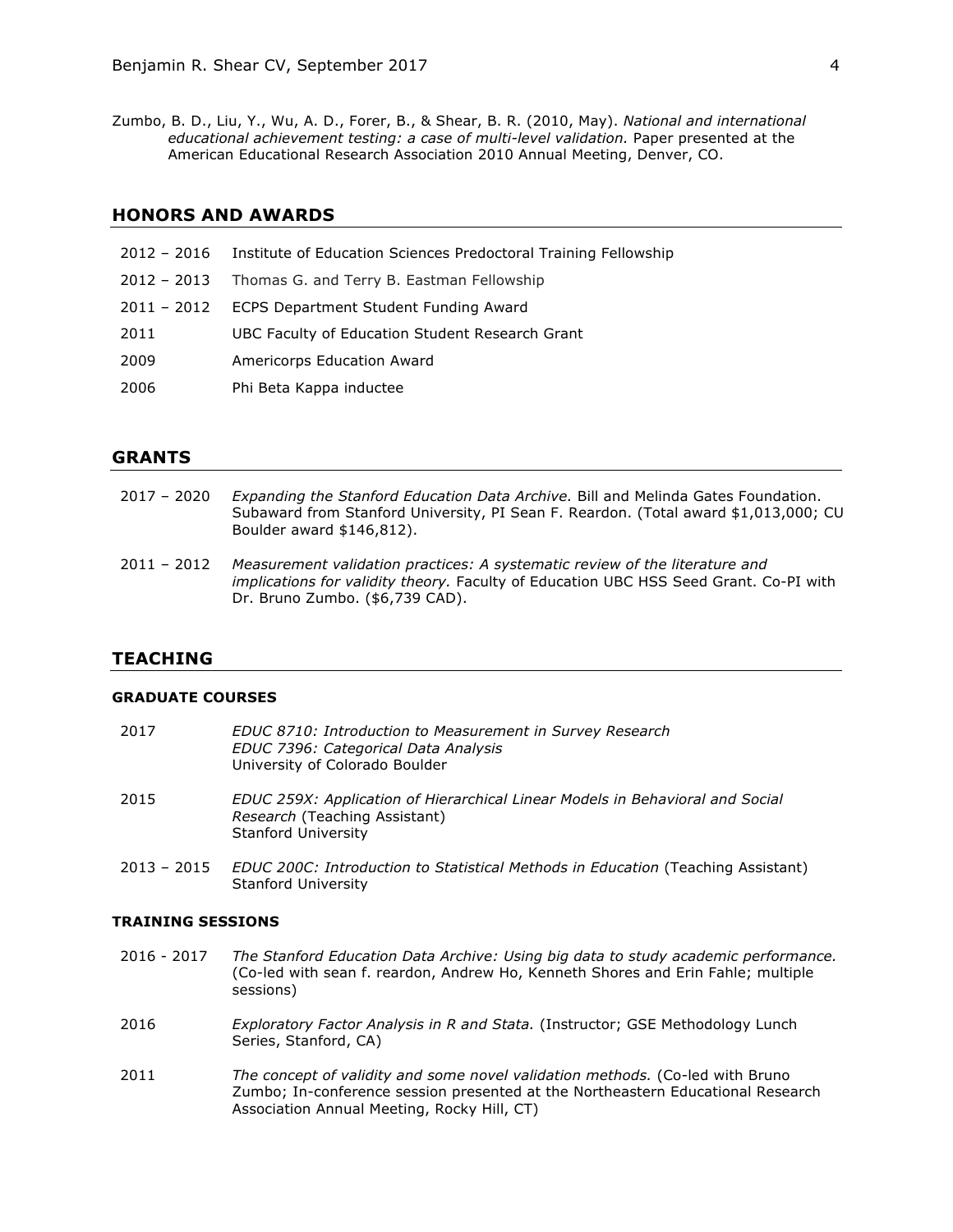Zumbo, B. D., Liu, Y., Wu, A. D., Forer, B., & Shear, B. R. (2010, May). *National and international educational achievement testing: a case of multi-level validation.* Paper presented at the American Educational Research Association 2010 Annual Meeting, Denver, CO.

## HONORS AND AWARDS

2012 – 2016 Institute of Education Sciences Predoctoral Training Fellowship

2012 – 2013 Thomas G. and Terry B. Eastman Fellowship

2011 – 2012 ECPS Department Student Funding Award

2011 UBC Faculty of Education Student Research Grant

2009 Americorps Education Award

2006 Phi Beta Kappa inductee

## GRANTS

2017 – 2020 *Expanding the Stanford Education Data Archive.* Bill and Melinda Gates Foundation. Subaward from Stanford University, PI Sean F. Reardon. (Total award $1,013,000; CU Boulder award $146,812).

2011 – 2012 *Measurement validation practices: A systematic review of the literature and implications for validity theory.* Faculty of Education UBC HSS Seed Grant. Co-PI with Dr. Bruno Zumbo. ($6,739 CAD).

## TEACHING

### GRADUATE COURSES

2017 *EDUC 8710: Introduction to Measurement in Survey Research*
*EDUC 7396: Categorical Data Analysis*
University of Colorado Boulder

2015 *EDUC 259X: Application of Hierarchical Linear Models in Behavioral and Social Research* (Teaching Assistant)
Stanford University

2013 – 2015 *EDUC 200C: Introduction to Statistical Methods in Education* (Teaching Assistant)
Stanford University

### TRAINING SESSIONS

2016 - 2017 *The Stanford Education Data Archive: Using big data to study academic performance.* (Co-led with sean f. reardon, Andrew Ho, Kenneth Shores and Erin Fahle; multiple sessions)

2016 *Exploratory Factor Analysis in R and Stata.* (Instructor; GSE Methodology Lunch Series, Stanford, CA)

2011 *The concept of validity and some novel validation methods.* (Co-led with Bruno Zumbo; In-conference session presented at the Northeastern Educational Research Association Annual Meeting, Rocky Hill, CT)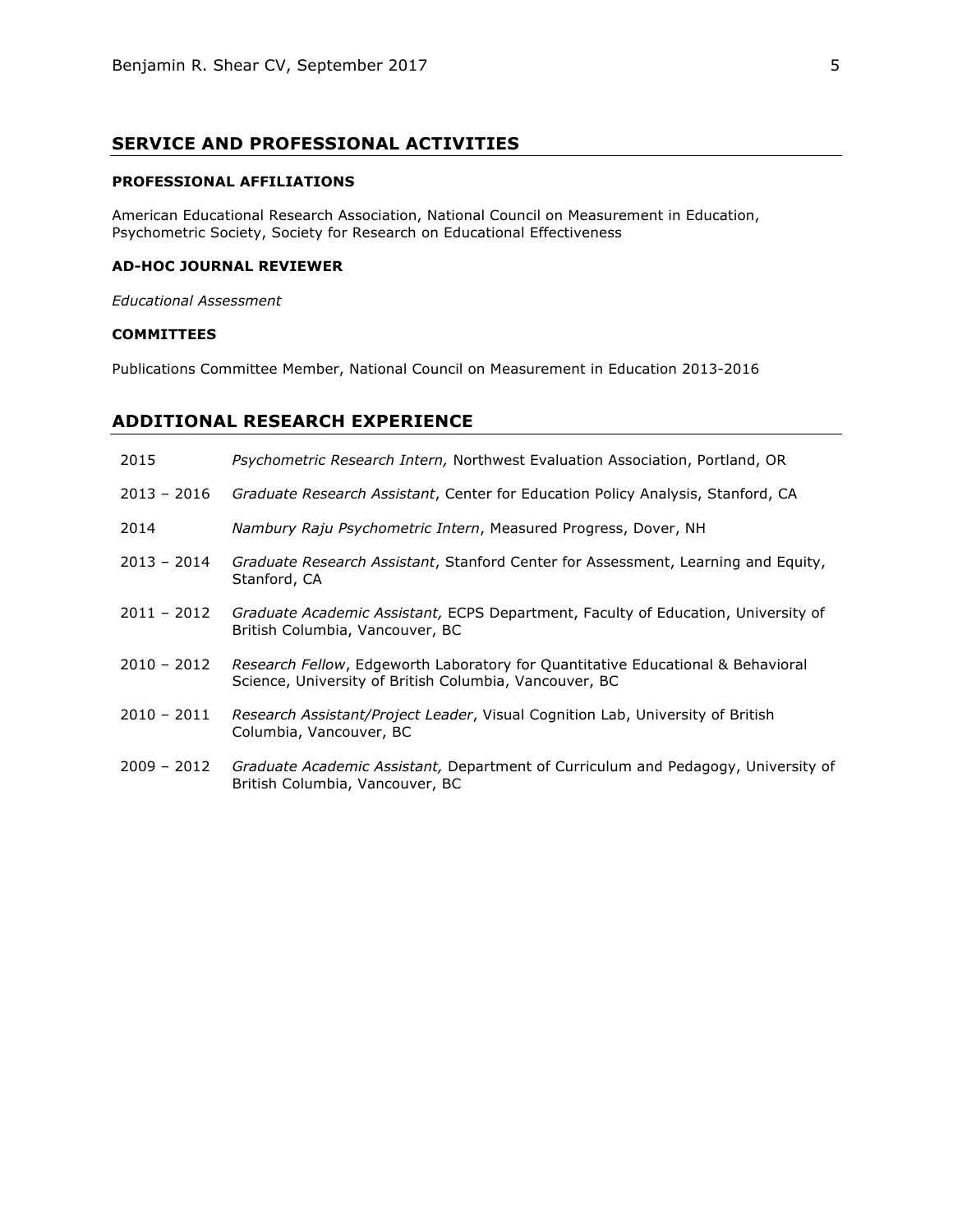## SERVICE AND PROFESSIONAL ACTIVITIES

### PROFESSIONAL AFFILIATIONS

American Educational Research Association, National Council on Measurement in Education, Psychometric Society, Society for Research on Educational Effectiveness

### AD-HOC JOURNAL REVIEWER

*Educational Assessment*

### COMMITTEES

Publications Committee Member, National Council on Measurement in Education 2013-2016

## ADDITIONAL RESEARCH EXPERIENCE

| | |
|---|---|
| 2015 | *Psychometric Research Intern,* Northwest Evaluation Association, Portland, OR |
| 2013 – 2016 | *Graduate Research Assistant*, Center for Education Policy Analysis, Stanford, CA |
| 2014 | *Nambury Raju Psychometric Intern*, Measured Progress, Dover, NH |
| 2013 – 2014 | *Graduate Research Assistant*, Stanford Center for Assessment, Learning and Equity, Stanford, CA |
| 2011 – 2012 | *Graduate Academic Assistant,* ECPS Department, Faculty of Education, University of British Columbia, Vancouver, BC |
| 2010 – 2012 | *Research Fellow*, Edgeworth Laboratory for Quantitative Educational & Behavioral Science, University of British Columbia, Vancouver, BC |
| 2010 – 2011 | *Research Assistant/Project Leader*, Visual Cognition Lab, University of British Columbia, Vancouver, BC |
| 2009 – 2012 | *Graduate Academic Assistant,* Department of Curriculum and Pedagogy, University of British Columbia, Vancouver, BC |